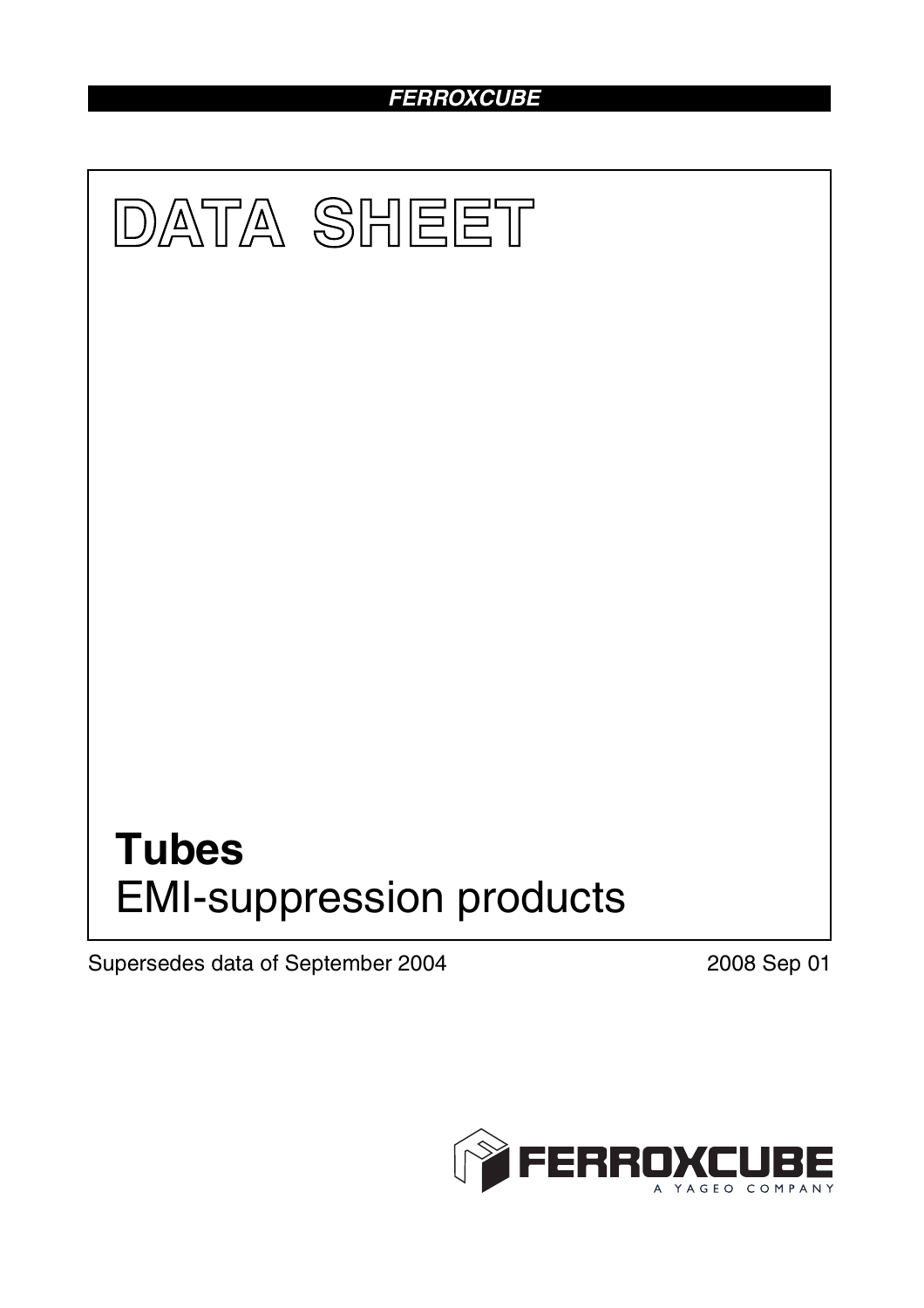FERROXCUBE

# DATA SHEET

# Tubes

EMI-suppression products

Supersedes data of September 2004

2008 Sep 01

FERROXCUBE

A YAGEO COMPANY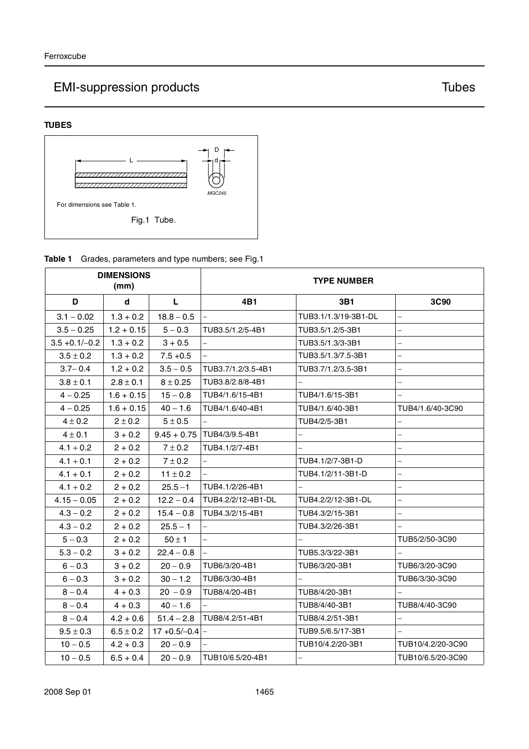# EMI-suppression products — Tubes

### TUBES

For dimensions see Table 1.

Fig.1 Tube.

**Table 1** Grades, parameters and type numbers; see Fig.1

| DIMENSIONS (mm) | | | TYPE NUMBER | | |
|---|---|---|---|---|---|
| **D** | **d** | **L** | **4B1** | **3B1** | **3C90** |
| 3.1 − 0.02 | 1.3 + 0.2 | 18.8 − 0.5 | − | TUB3.1/1.3/19-3B1-DL | − |
| 3.5 − 0.25 | 1.2 + 0.15 | 5 − 0.3 | TUB3.5/1.2/5-4B1 | TUB3.5/1.2/5-3B1 | − |
| 3.5 +0.1/−0.2 | 1.3 + 0.2 | 3 + 0.5 | − | TUB3.5/1.3/3-3B1 | − |
| 3.5 ± 0.2 | 1.3 + 0.2 | 7.5 +0.5 | − | TUB3.5/1.3/7.5-3B1 | − |
| 3.7− 0.4 | 1.2 + 0.2 | 3.5 − 0.5 | TUB3.7/1.2/3.5-4B1 | TUB3.7/1.2/3.5-3B1 | − |
| 3.8 ± 0.1 | 2.8 ± 0.1 | 8 ± 0.25 | TUB3.8/2.8/8-4B1 | − | − |
| 4 − 0.25 | 1.6 + 0.15 | 15 − 0.8 | TUB4/1.6/15-4B1 | TUB4/1.6/15-3B1 | − |
| 4 − 0.25 | 1.6 + 0.15 | 40 − 1.6 | TUB4/1.6/40-4B1 | TUB4/1.6/40-3B1 | TUB4/1.6/40-3C90 |
| 4 ± 0.2 | 2 ± 0.2 | 5 ± 0.5 | − | TUB4/2/5-3B1 | − |
| 4 ± 0.1 | 3 + 0.2 | 9.45 + 0.75 | TUB4/3/9.5-4B1 | − | − |
| 4.1 + 0.2 | 2 + 0.2 | 7 ± 0.2 | TUB4.1/2/7-4B1 | − | − |
| 4.1 + 0.1 | 2 + 0.2 | 7 ± 0.2 | − | TUB4.1/2/7-3B1-D | − |
| 4.1 + 0.1 | 2 + 0.2 | 11 ± 0.2 | − | TUB4.1/2/11-3B1-D | − |
| 4.1 + 0.2 | 2 + 0.2 | 25.5 −1 | TUB4.1/2/26-4B1 | − | − |
| 4.15 − 0.05 | 2 + 0.2 | 12.2 − 0.4 | TUB4.2/2/12-4B1-DL | TUB4.2/2/12-3B1-DL | − |
| 4.3 − 0.2 | 2 + 0.2 | 15.4 − 0.8 | TUB4.3/2/15-4B1 | TUB4.3/2/15-3B1 | − |
| 4.3 − 0.2 | 2 + 0.2 | 25.5 − 1 | − | TUB4.3/2/26-3B1 | − |
| 5 − 0.3 | 2 + 0.2 | 50 ± 1 | − | − | TUB5/2/50-3C90 |
| 5.3 − 0.2 | 3 + 0.2 | 22.4 − 0.8 | − | TUB5.3/3/22-3B1 | − |
| 6 − 0.3 | 3 + 0.2 | 20 − 0.9 | TUB6/3/20-4B1 | TUB6/3/20-3B1 | TUB6/3/20-3C90 |
| 6 − 0.3 | 3 + 0.2 | 30 − 1.2 | TUB6/3/30-4B1 | − | TUB6/3/30-3C90 |
| 8 − 0.4 | 4 + 0.3 | 20 − 0.9 | TUB8/4/20-4B1 | TUB8/4/20-3B1 | − |
| 8 − 0.4 | 4 + 0.3 | 40 − 1.6 | − | TUB8/4/40-3B1 | TUB8/4/40-3C90 |
| 8 − 0.4 | 4.2 + 0.6 | 51.4 − 2.8 | TUB8/4.2/51-4B1 | TUB8/4.2/51-3B1 | − |
| 9.5 ± 0.3 | 6.5 ± 0.2 | 17 +0.5/−0.4 | − | TUB9.5/6.5/17-3B1 | − |
| 10 − 0.5 | 4.2 + 0.3 | 20 − 0.9 | − | TUB10/4.2/20-3B1 | TUB10/4.2/20-3C90 |
| 10 − 0.5 | 6.5 + 0.4 | 20 − 0.9 | TUB10/6.5/20-4B1 | − | TUB10/6.5/20-3C90 |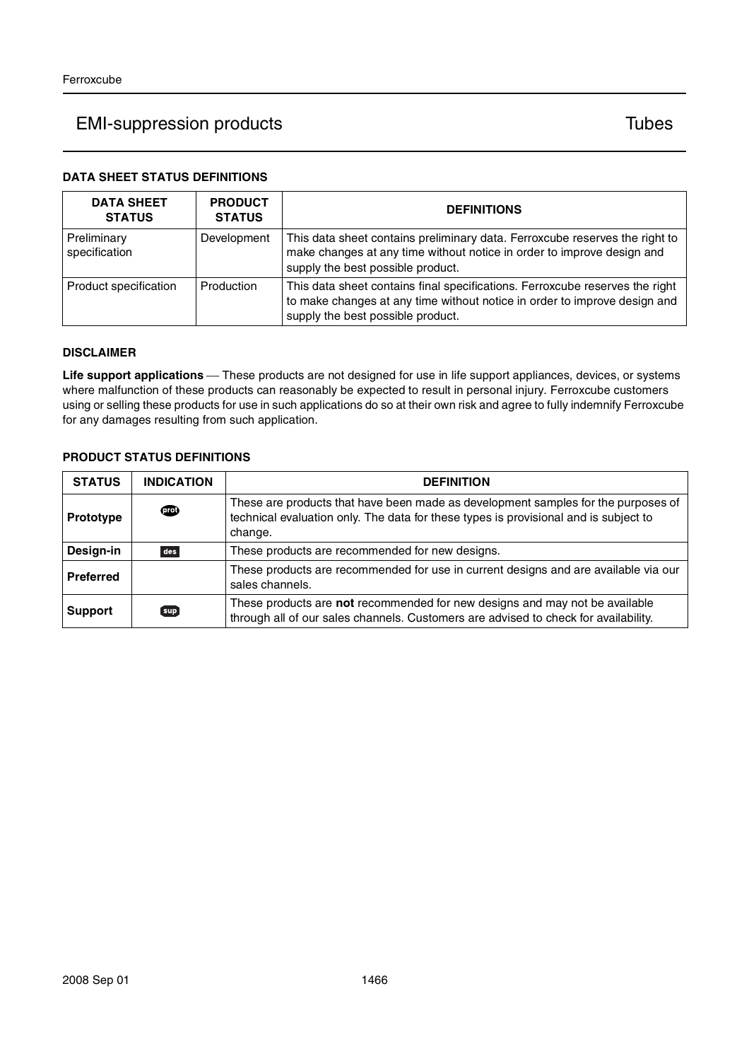## DATA SHEET STATUS DEFINITIONS

| DATA SHEET STATUS | PRODUCT STATUS | DEFINITIONS |
|---|---|---|
| Preliminary specification | Development | This data sheet contains preliminary data. Ferroxcube reserves the right to make changes at any time without notice in order to improve design and supply the best possible product. |
| Product specification | Production | This data sheet contains final specifications. Ferroxcube reserves the right to make changes at any time without notice in order to improve design and supply the best possible product. |

## DISCLAIMER

**Life support applications** — These products are not designed for use in life support appliances, devices, or systems where malfunction of these products can reasonably be expected to result in personal injury. Ferroxcube customers using or selling these products for use in such applications do so at their own risk and agree to fully indemnify Ferroxcube for any damages resulting from such application.

## PRODUCT STATUS DEFINITIONS

| STATUS | INDICATION | DEFINITION |
|---|---|---|
| **Prototype** | prot | These are products that have been made as development samples for the purposes of technical evaluation only. The data for these types is provisional and is subject to change. |
| **Design-in** | des | These products are recommended for new designs. |
| **Preferred** | | These products are recommended for use in current designs and are available via our sales channels. |
| **Support** | sup | These products are **not** recommended for new designs and may not be available through all of our sales channels. Customers are advised to check for availability. |